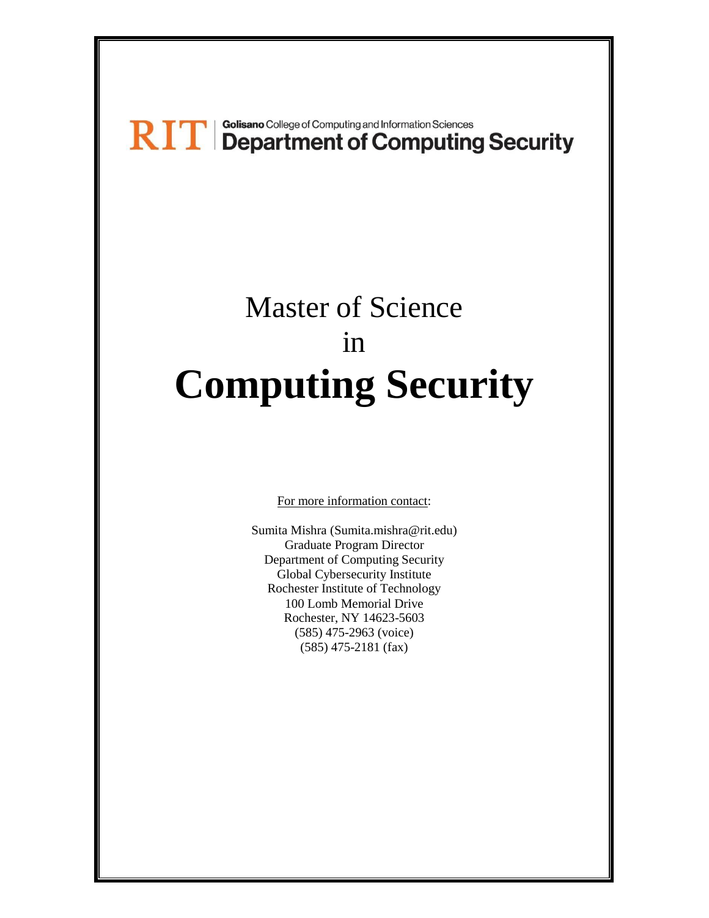RIT | Golisano College of Computing and Information Sciences
**Department of Computing Security**

# Master of Science
in
# **Computing Security**

For more information contact:

Sumita Mishra (Sumita.mishra@rit.edu)
Graduate Program Director
Department of Computing Security
Global Cybersecurity Institute
Rochester Institute of Technology
100 Lomb Memorial Drive
Rochester, NY 14623-5603
(585) 475-2963 (voice)
(585) 475-2181 (fax)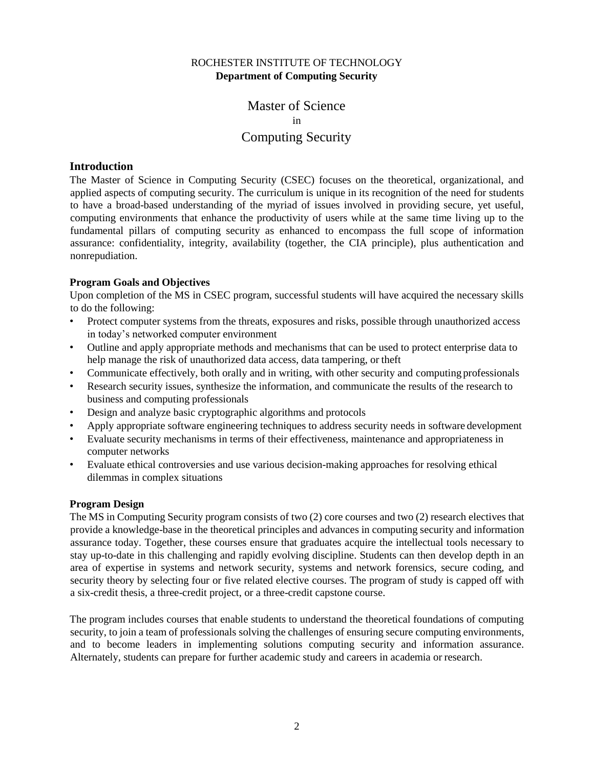ROCHESTER INSTITUTE OF TECHNOLOGY
**Department of Computing Security**

# Master of Science
in
# Computing Security

## Introduction

The Master of Science in Computing Security (CSEC) focuses on the theoretical, organizational, and applied aspects of computing security. The curriculum is unique in its recognition of the need for students to have a broad-based understanding of the myriad of issues involved in providing secure, yet useful, computing environments that enhance the productivity of users while at the same time living up to the fundamental pillars of computing security as enhanced to encompass the full scope of information assurance: confidentiality, integrity, availability (together, the CIA principle), plus authentication and nonrepudiation.

### Program Goals and Objectives

Upon completion of the MS in CSEC program, successful students will have acquired the necessary skills to do the following:

- Protect computer systems from the threats, exposures and risks, possible through unauthorized access in today's networked computer environment
- Outline and apply appropriate methods and mechanisms that can be used to protect enterprise data to help manage the risk of unauthorized data access, data tampering, or theft
- Communicate effectively, both orally and in writing, with other security and computing professionals
- Research security issues, synthesize the information, and communicate the results of the research to business and computing professionals
- Design and analyze basic cryptographic algorithms and protocols
- Apply appropriate software engineering techniques to address security needs in software development
- Evaluate security mechanisms in terms of their effectiveness, maintenance and appropriateness in computer networks
- Evaluate ethical controversies and use various decision-making approaches for resolving ethical dilemmas in complex situations

### Program Design

The MS in Computing Security program consists of two (2) core courses and two (2) research electives that provide a knowledge-base in the theoretical principles and advances in computing security and information assurance today. Together, these courses ensure that graduates acquire the intellectual tools necessary to stay up-to-date in this challenging and rapidly evolving discipline. Students can then develop depth in an area of expertise in systems and network security, systems and network forensics, secure coding, and security theory by selecting four or five related elective courses. The program of study is capped off with a six-credit thesis, a three-credit project, or a three-credit capstone course.

The program includes courses that enable students to understand the theoretical foundations of computing security, to join a team of professionals solving the challenges of ensuring secure computing environments, and to become leaders in implementing solutions computing security and information assurance. Alternately, students can prepare for further academic study and careers in academia or research.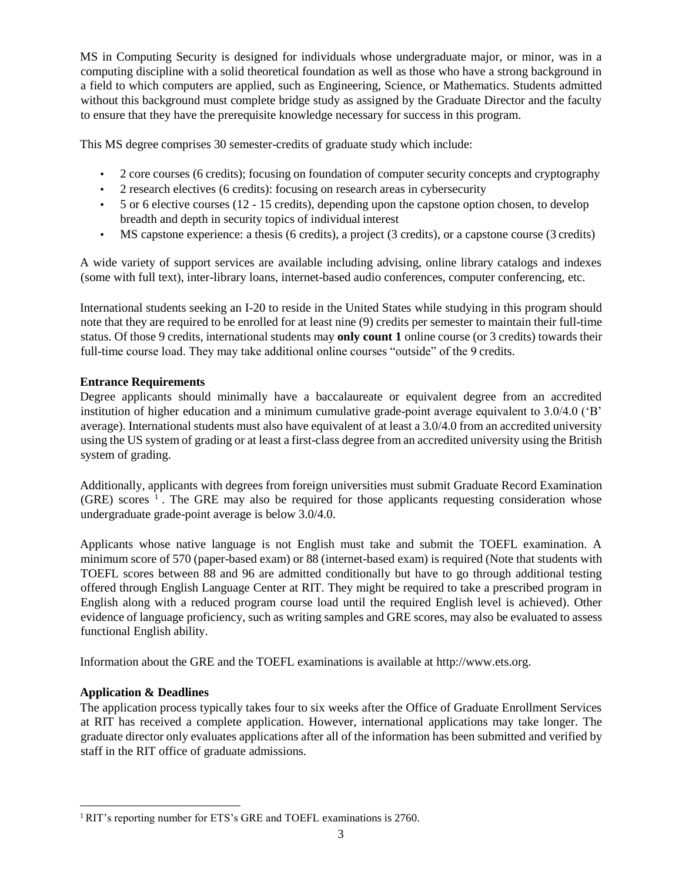MS in Computing Security is designed for individuals whose undergraduate major, or minor, was in a computing discipline with a solid theoretical foundation as well as those who have a strong background in a field to which computers are applied, such as Engineering, Science, or Mathematics. Students admitted without this background must complete bridge study as assigned by the Graduate Director and the faculty to ensure that they have the prerequisite knowledge necessary for success in this program.

This MS degree comprises 30 semester-credits of graduate study which include:

- 2 core courses (6 credits); focusing on foundation of computer security concepts and cryptography
- 2 research electives (6 credits): focusing on research areas in cybersecurity
- 5 or 6 elective courses (12 - 15 credits), depending upon the capstone option chosen, to develop breadth and depth in security topics of individual interest
- MS capstone experience: a thesis (6 credits), a project (3 credits), or a capstone course (3 credits)

A wide variety of support services are available including advising, online library catalogs and indexes (some with full text), inter-library loans, internet-based audio conferences, computer conferencing, etc.

International students seeking an I-20 to reside in the United States while studying in this program should note that they are required to be enrolled for at least nine (9) credits per semester to maintain their full-time status. Of those 9 credits, international students may **only count 1** online course (or 3 credits) towards their full-time course load. They may take additional online courses "outside" of the 9 credits.

**Entrance Requirements**

Degree applicants should minimally have a baccalaureate or equivalent degree from an accredited institution of higher education and a minimum cumulative grade-point average equivalent to 3.0/4.0 ('B' average). International students must also have equivalent of at least a 3.0/4.0 from an accredited university using the US system of grading or at least a first-class degree from an accredited university using the British system of grading.

Additionally, applicants with degrees from foreign universities must submit Graduate Record Examination (GRE) scores [1]. The GRE may also be required for those applicants requesting consideration whose undergraduate grade-point average is below 3.0/4.0.

Applicants whose native language is not English must take and submit the TOEFL examination. A minimum score of 570 (paper-based exam) or 88 (internet-based exam) is required (Note that students with TOEFL scores between 88 and 96 are admitted conditionally but have to go through additional testing offered through English Language Center at RIT. They might be required to take a prescribed program in English along with a reduced program course load until the required English level is achieved). Other evidence of language proficiency, such as writing samples and GRE scores, may also be evaluated to assess functional English ability.

Information about the GRE and the TOEFL examinations is available at http://www.ets.org.

**Application & Deadlines**

The application process typically takes four to six weeks after the Office of Graduate Enrollment Services at RIT has received a complete application. However, international applications may take longer. The graduate director only evaluates applications after all of the information has been submitted and verified by staff in the RIT office of graduate admissions.

[1] RIT's reporting number for ETS's GRE and TOEFL examinations is 2760.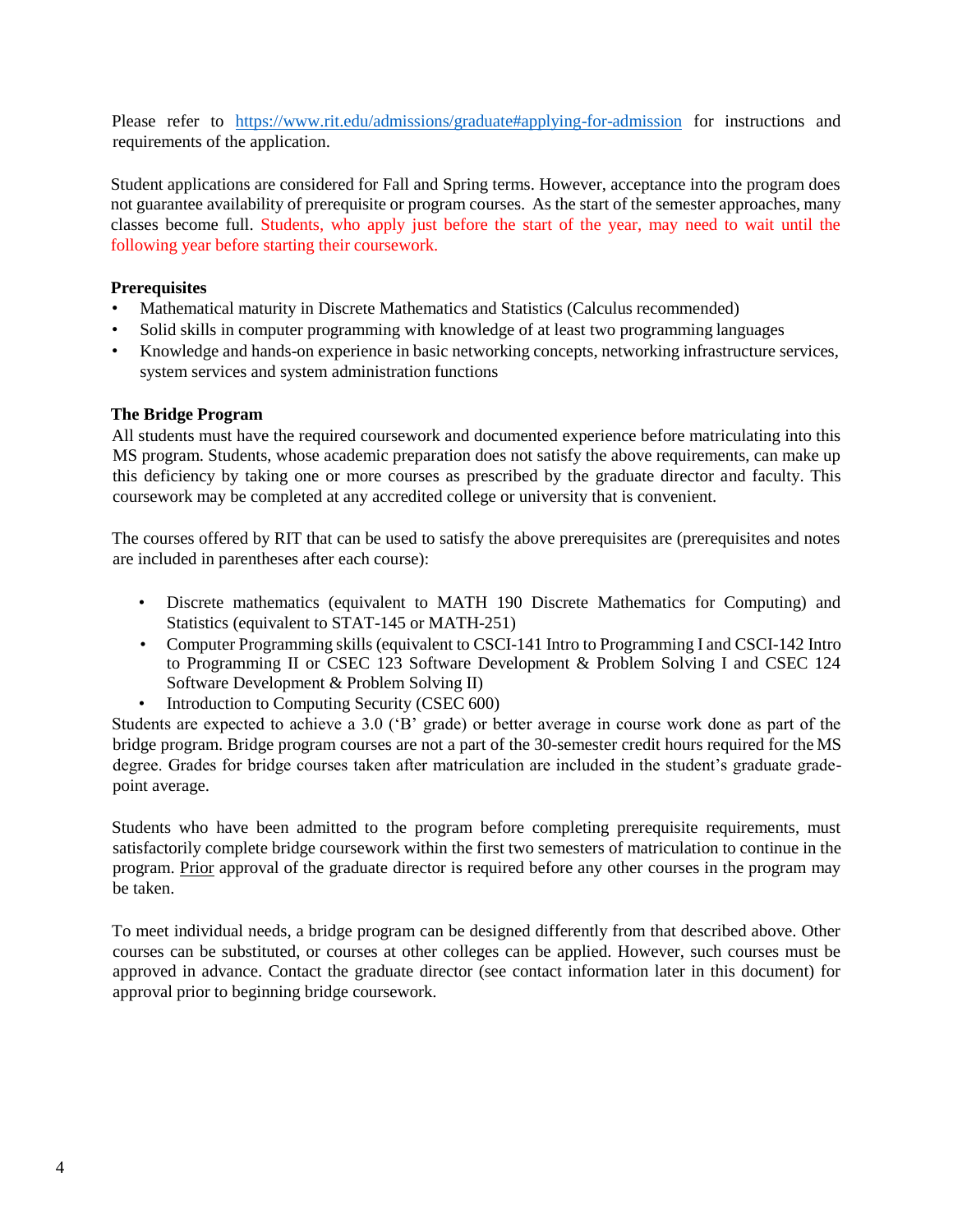Please refer to https://www.rit.edu/admissions/graduate#applying-for-admission for instructions and requirements of the application.

Student applications are considered for Fall and Spring terms. However, acceptance into the program does not guarantee availability of prerequisite or program courses. As the start of the semester approaches, many classes become full. Students, who apply just before the start of the year, may need to wait until the following year before starting their coursework.

**Prerequisites**

- Mathematical maturity in Discrete Mathematics and Statistics (Calculus recommended)
- Solid skills in computer programming with knowledge of at least two programming languages
- Knowledge and hands-on experience in basic networking concepts, networking infrastructure services, system services and system administration functions

**The Bridge Program**

All students must have the required coursework and documented experience before matriculating into this MS program. Students, whose academic preparation does not satisfy the above requirements, can make up this deficiency by taking one or more courses as prescribed by the graduate director and faculty. This coursework may be completed at any accredited college or university that is convenient.

The courses offered by RIT that can be used to satisfy the above prerequisites are (prerequisites and notes are included in parentheses after each course):

- Discrete mathematics (equivalent to MATH 190 Discrete Mathematics for Computing) and Statistics (equivalent to STAT-145 or MATH-251)
- Computer Programming skills (equivalent to CSCI-141 Intro to Programming I and CSCI-142 Intro to Programming II or CSEC 123 Software Development & Problem Solving I and CSEC 124 Software Development & Problem Solving II)
- Introduction to Computing Security (CSEC 600)

Students are expected to achieve a 3.0 ('B' grade) or better average in course work done as part of the bridge program. Bridge program courses are not a part of the 30-semester credit hours required for the MS degree. Grades for bridge courses taken after matriculation are included in the student's graduate grade-point average.

Students who have been admitted to the program before completing prerequisite requirements, must satisfactorily complete bridge coursework within the first two semesters of matriculation to continue in the program. Prior approval of the graduate director is required before any other courses in the program may be taken.

To meet individual needs, a bridge program can be designed differently from that described above. Other courses can be substituted, or courses at other colleges can be applied. However, such courses must be approved in advance. Contact the graduate director (see contact information later in this document) for approval prior to beginning bridge coursework.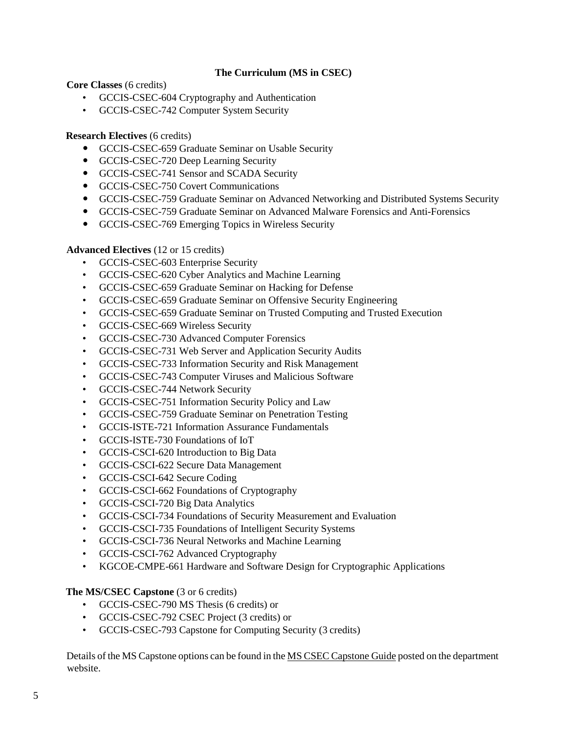## The Curriculum (MS in CSEC)

**Core Classes** (6 credits)

- GCCIS-CSEC-604 Cryptography and Authentication
- GCCIS-CSEC-742 Computer System Security

**Research Electives** (6 credits)

- GCCIS-CSEC-659 Graduate Seminar on Usable Security
- GCCIS-CSEC-720 Deep Learning Security
- GCCIS-CSEC-741 Sensor and SCADA Security
- GCCIS-CSEC-750 Covert Communications
- GCCIS-CSEC-759 Graduate Seminar on Advanced Networking and Distributed Systems Security
- GCCIS-CSEC-759 Graduate Seminar on Advanced Malware Forensics and Anti-Forensics
- GCCIS-CSEC-769 Emerging Topics in Wireless Security

**Advanced Electives** (12 or 15 credits)

- GCCIS-CSEC-603 Enterprise Security
- GCCIS-CSEC-620 Cyber Analytics and Machine Learning
- GCCIS-CSEC-659 Graduate Seminar on Hacking for Defense
- GCCIS-CSEC-659 Graduate Seminar on Offensive Security Engineering
- GCCIS-CSEC-659 Graduate Seminar on Trusted Computing and Trusted Execution
- GCCIS-CSEC-669 Wireless Security
- GCCIS-CSEC-730 Advanced Computer Forensics
- GCCIS-CSEC-731 Web Server and Application Security Audits
- GCCIS-CSEC-733 Information Security and Risk Management
- GCCIS-CSEC-743 Computer Viruses and Malicious Software
- GCCIS-CSEC-744 Network Security
- GCCIS-CSEC-751 Information Security Policy and Law
- GCCIS-CSEC-759 Graduate Seminar on Penetration Testing
- GCCIS-ISTE-721 Information Assurance Fundamentals
- GCCIS-ISTE-730 Foundations of IoT
- GCCIS-CSCI-620 Introduction to Big Data
- GCCIS-CSCI-622 Secure Data Management
- GCCIS-CSCI-642 Secure Coding
- GCCIS-CSCI-662 Foundations of Cryptography
- GCCIS-CSCI-720 Big Data Analytics
- GCCIS-CSCI-734 Foundations of Security Measurement and Evaluation
- GCCIS-CSCI-735 Foundations of Intelligent Security Systems
- GCCIS-CSCI-736 Neural Networks and Machine Learning
- GCCIS-CSCI-762 Advanced Cryptography
- KGCOE-CMPE-661 Hardware and Software Design for Cryptographic Applications

**The MS/CSEC Capstone** (3 or 6 credits)

- GCCIS-CSEC-790 MS Thesis (6 credits) or
- GCCIS-CSEC-792 CSEC Project (3 credits) or
- GCCIS-CSEC-793 Capstone for Computing Security (3 credits)

Details of the MS Capstone options can be found in the MS CSEC Capstone Guide posted on the department website.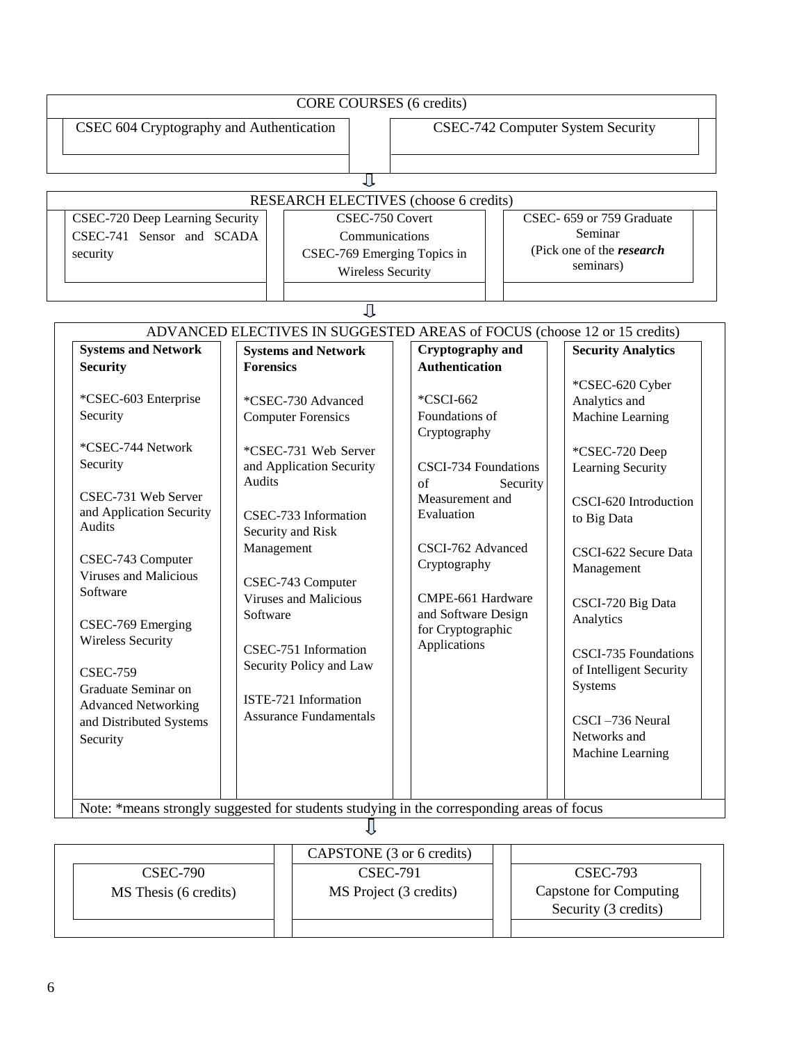## CORE COURSES (6 credits)

| CSEC 604 Cryptography and Authentication | CSEC-742 Computer System Security |
|---|---|

## RESEARCH ELECTIVES (choose 6 credits)

| | | |
|---|---|---|
| CSEC-720 Deep Learning Security<br>CSEC-741 Sensor and SCADA security | CSEC-750 Covert Communications<br>CSEC-769 Emerging Topics in Wireless Security | CSEC- 659 or 759 Graduate Seminar<br>(Pick one of the ***research*** seminars) |

## ADVANCED ELECTIVES IN SUGGESTED AREAS of FOCUS (choose 12 or 15 credits)

| **Systems and Network Security** | **Systems and Network Forensics** | **Cryptography and Authentication** | **Security Analytics** |
|---|---|---|---|
| *CSEC-603 Enterprise Security | *CSEC-730 Advanced Computer Forensics | *CSCI-662 Foundations of Cryptography | *CSEC-620 Cyber Analytics and Machine Learning |
| *CSEC-744 Network Security | *CSEC-731 Web Server and Application Security Audits | CSCI-734 Foundations of Security Measurement and Evaluation | *CSEC-720 Deep Learning Security |
| CSEC-731 Web Server and Application Security Audits | CSEC-733 Information Security and Risk Management | CSCI-762 Advanced Cryptography | CSCI-620 Introduction to Big Data |
| CSEC-743 Computer Viruses and Malicious Software | CSEC-743 Computer Viruses and Malicious Software | CMPE-661 Hardware and Software Design for Cryptographic Applications | CSCI-622 Secure Data Management |
| CSEC-769 Emerging Wireless Security | CSEC-751 Information Security Policy and Law | | CSCI-720 Big Data Analytics |
| CSEC-759 Graduate Seminar on Advanced Networking and Distributed Systems Security | ISTE-721 Information Assurance Fundamentals | | CSCI-735 Foundations of Intelligent Security Systems |
| | | | CSCI –736 Neural Networks and Machine Learning |

Note: *means strongly suggested for students studying in the corresponding areas of focus

## CAPSTONE (3 or 6 credits)

| | | |
|---|---|---|
| CSEC-790<br>MS Thesis (6 credits) | CSEC-791<br>MS Project (3 credits) | CSEC-793<br>Capstone for Computing Security (3 credits) |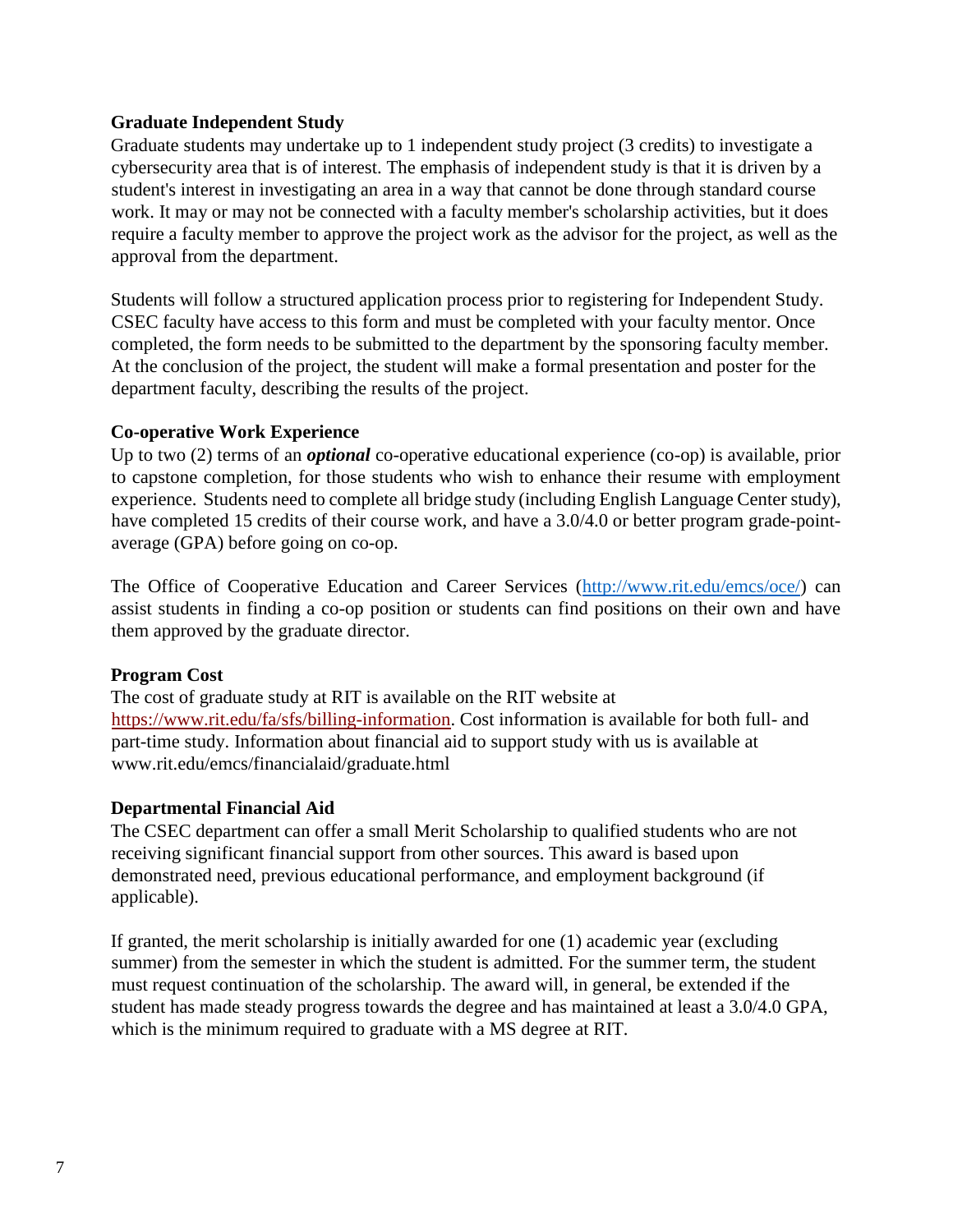### Graduate Independent Study

Graduate students may undertake up to 1 independent study project (3 credits) to investigate a cybersecurity area that is of interest. The emphasis of independent study is that it is driven by a student's interest in investigating an area in a way that cannot be done through standard course work. It may or may not be connected with a faculty member's scholarship activities, but it does require a faculty member to approve the project work as the advisor for the project, as well as the approval from the department.

Students will follow a structured application process prior to registering for Independent Study. CSEC faculty have access to this form and must be completed with your faculty mentor. Once completed, the form needs to be submitted to the department by the sponsoring faculty member. At the conclusion of the project, the student will make a formal presentation and poster for the department faculty, describing the results of the project.

### Co-operative Work Experience

Up to two (2) terms of an ***optional*** co-operative educational experience (co-op) is available, prior to capstone completion, for those students who wish to enhance their resume with employment experience. Students need to complete all bridge study (including English Language Center study), have completed 15 credits of their course work, and have a 3.0/4.0 or better program grade-point-average (GPA) before going on co-op.

The Office of Cooperative Education and Career Services (http://www.rit.edu/emcs/oce/) can assist students in finding a co-op position or students can find positions on their own and have them approved by the graduate director.

### Program Cost

The cost of graduate study at RIT is available on the RIT website at https://www.rit.edu/fa/sfs/billing-information. Cost information is available for both full- and part-time study. Information about financial aid to support study with us is available at www.rit.edu/emcs/financialaid/graduate.html

### Departmental Financial Aid

The CSEC department can offer a small Merit Scholarship to qualified students who are not receiving significant financial support from other sources. This award is based upon demonstrated need, previous educational performance, and employment background (if applicable).

If granted, the merit scholarship is initially awarded for one (1) academic year (excluding summer) from the semester in which the student is admitted. For the summer term, the student must request continuation of the scholarship. The award will, in general, be extended if the student has made steady progress towards the degree and has maintained at least a 3.0/4.0 GPA, which is the minimum required to graduate with a MS degree at RIT.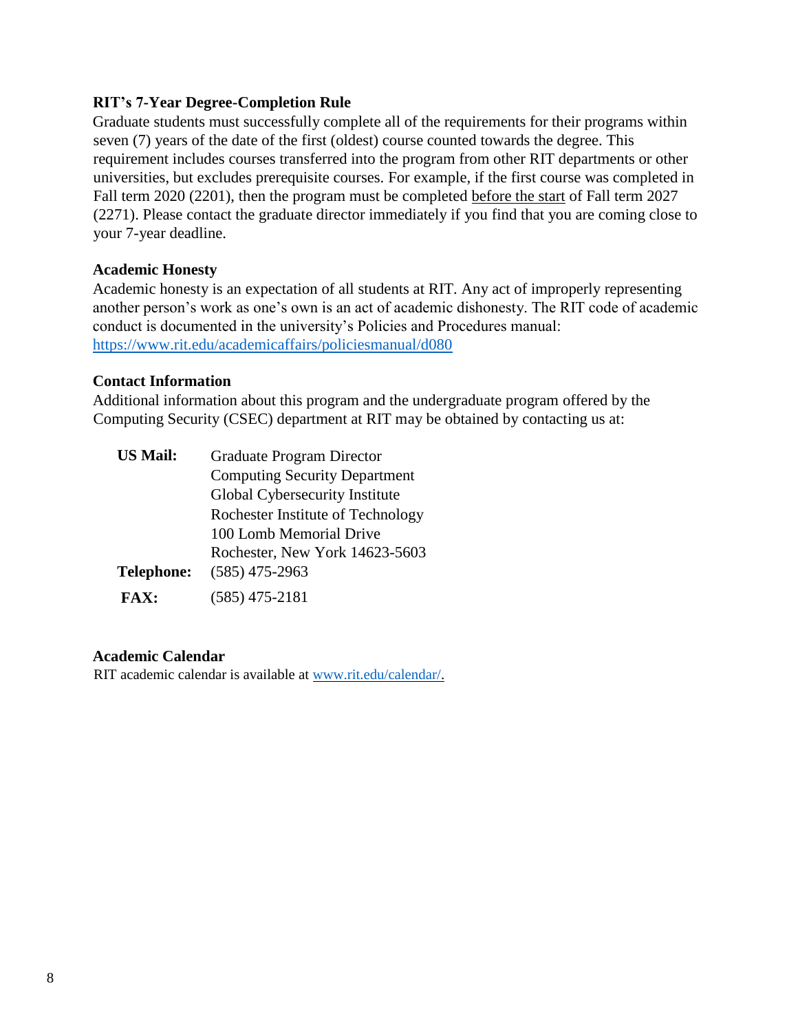### RIT's 7-Year Degree-Completion Rule

Graduate students must successfully complete all of the requirements for their programs within seven (7) years of the date of the first (oldest) course counted towards the degree. This requirement includes courses transferred into the program from other RIT departments or other universities, but excludes prerequisite courses. For example, if the first course was completed in Fall term 2020 (2201), then the program must be completed <u>before the start</u> of Fall term 2027 (2271). Please contact the graduate director immediately if you find that you are coming close to your 7-year deadline.

### Academic Honesty

Academic honesty is an expectation of all students at RIT. Any act of improperly representing another person's work as one's own is an act of academic dishonesty. The RIT code of academic conduct is documented in the university's Policies and Procedures manual: https://www.rit.edu/academicaffairs/policiesmanual/d080

### Contact Information

Additional information about this program and the undergraduate program offered by the Computing Security (CSEC) department at RIT may be obtained by contacting us at:

**US Mail:** Graduate Program Director
Computing Security Department
Global Cybersecurity Institute
Rochester Institute of Technology
100 Lomb Memorial Drive
Rochester, New York 14623-5603

**Telephone:** (585) 475-2963

**FAX:** (585) 475-2181

### Academic Calendar

RIT academic calendar is available at www.rit.edu/calendar/.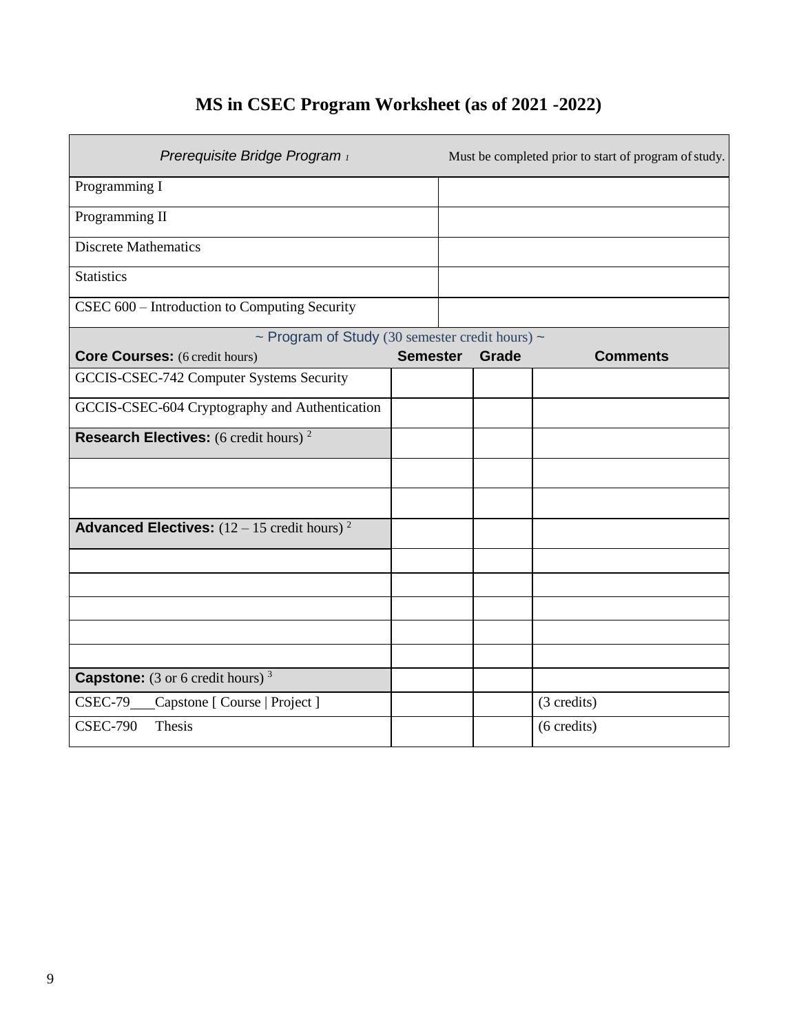# MS in CSEC Program Worksheet (as of 2021 -2022)

| *Prerequisite Bridge Program* [1] | Must be completed prior to start of program of study. |
|---|---|
| Programming I | |
| Programming II | |
| Discrete Mathematics | |
| Statistics | |
| CSEC 600 – Introduction to Computing Security | |

| ~ Program of Study (30 semester credit hours) ~ | | | |
|---|---|---|---|
| **Core Courses:** (6 credit hours) | **Semester** | **Grade** | **Comments** |
| GCCIS-CSEC-742 Computer Systems Security | | | |
| GCCIS-CSEC-604 Cryptography and Authentication | | | |
| **Research Electives:** (6 credit hours) [2] | | | |
| | | | |
| | | | |
| **Advanced Electives:** (12 – 15 credit hours) [2] | | | |
| | | | |
| | | | |
| | | | |
| | | | |
| | | | |
| **Capstone:** (3 or 6 credit hours) [3] | | | |
| CSEC-79___Capstone [ Course \| Project ] | | | (3 credits) |
| CSEC-790 Thesis | | | (6 credits) |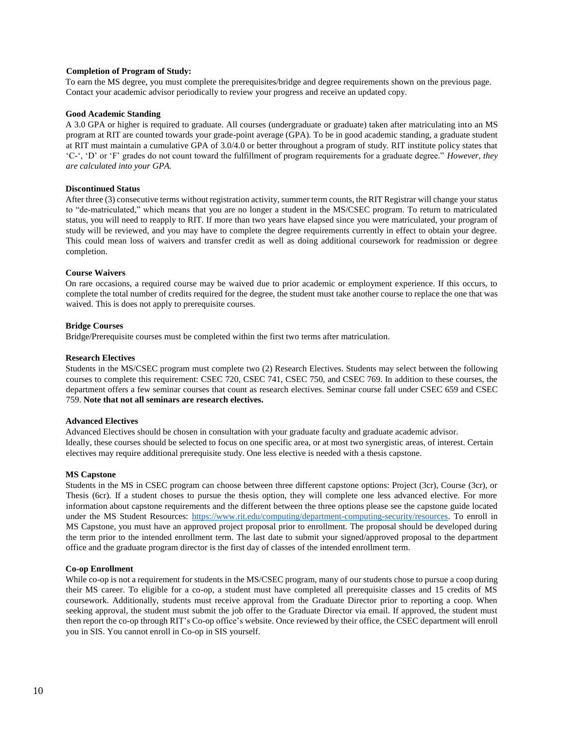**Completion of Program of Study:**

To earn the MS degree, you must complete the prerequisites/bridge and degree requirements shown on the previous page. Contact your academic advisor periodically to review your progress and receive an updated copy.

**Good Academic Standing**

A 3.0 GPA or higher is required to graduate. All courses (undergraduate or graduate) taken after matriculating into an MS program at RIT are counted towards your grade-point average (GPA). To be in good academic standing, a graduate student at RIT must maintain a cumulative GPA of 3.0/4.0 or better throughout a program of study. RIT institute policy states that 'C-', 'D' or 'F' grades do not count toward the fulfillment of program requirements for a graduate degree." *However, they are calculated into your GPA.*

**Discontinued Status**

After three (3) consecutive terms without registration activity, summer term counts, the RIT Registrar will change your status to "de-matriculated," which means that you are no longer a student in the MS/CSEC program. To return to matriculated status, you will need to reapply to RIT. If more than two years have elapsed since you were matriculated, your program of study will be reviewed, and you may have to complete the degree requirements currently in effect to obtain your degree. This could mean loss of waivers and transfer credit as well as doing additional coursework for readmission or degree completion.

**Course Waivers**

On rare occasions, a required course may be waived due to prior academic or employment experience. If this occurs, to complete the total number of credits required for the degree, the student must take another course to replace the one that was waived. This is does not apply to prerequisite courses.

**Bridge Courses**

Bridge/Prerequisite courses must be completed within the first two terms after matriculation.

**Research Electives**

Students in the MS/CSEC program must complete two (2) Research Electives. Students may select between the following courses to complete this requirement: CSEC 720, CSEC 741, CSEC 750, and CSEC 769. In addition to these courses, the department offers a few seminar courses that count as research electives. Seminar course fall under CSEC 659 and CSEC 759. **Note that not all seminars are research electives.**

**Advanced Electives**

Advanced Electives should be chosen in consultation with your graduate faculty and graduate academic advisor. Ideally, these courses should be selected to focus on one specific area, or at most two synergistic areas, of interest. Certain electives may require additional prerequisite study. One less elective is needed with a thesis capstone.

**MS Capstone**

Students in the MS in CSEC program can choose between three different capstone options: Project (3cr), Course (3cr), or Thesis (6cr). If a student choses to pursue the thesis option, they will complete one less advanced elective. For more information about capstone requirements and the different between the three options please see the capstone guide located under the MS Student Resources: https://www.rit.edu/computing/department-computing-security/resources. To enroll in MS Capstone, you must have an approved project proposal prior to enrollment. The proposal should be developed during the term prior to the intended enrollment term. The last date to submit your signed/approved proposal to the department office and the graduate program director is the first day of classes of the intended enrollment term.

**Co-op Enrollment**

While co-op is not a requirement for students in the MS/CSEC program, many of our students chose to pursue a coop during their MS career. To eligible for a co-op, a student must have completed all prerequisite classes and 15 credits of MS coursework. Additionally, students must receive approval from the Graduate Director prior to reporting a coop. When seeking approval, the student must submit the job offer to the Graduate Director via email. If approved, the student must then report the co-op through RIT's Co-op office's website. Once reviewed by their office, the CSEC department will enroll you in SIS. You cannot enroll in Co-op in SIS yourself.